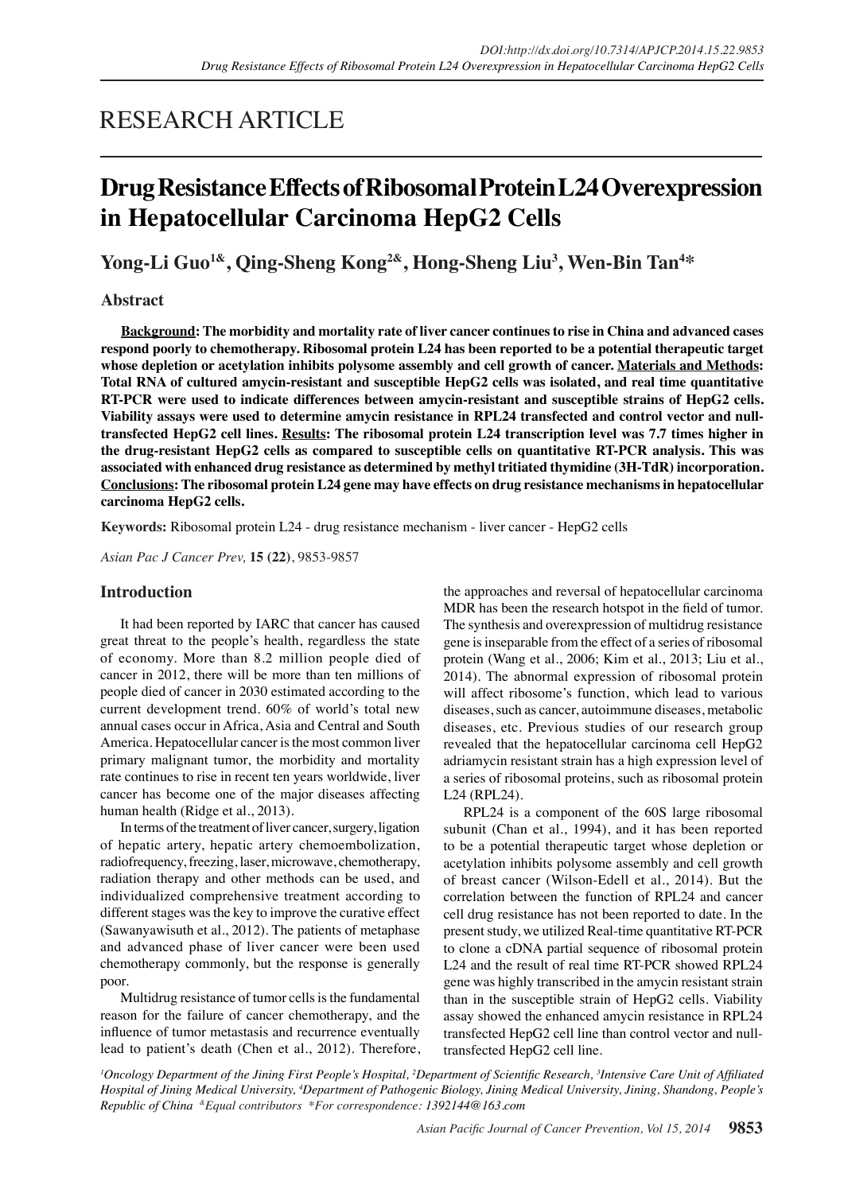RESEARCH ARTICLE

# Drug Resistance Effects of Ribosomal Protein L24 Overexpression in Hepatocellular Carcinoma HepG2 Cells

**Yong-Li Guo[1&], Qing-Sheng Kong[2&], Hong-Sheng Liu[3], Wen-Bin Tan[4*]**

## Abstract

**Background: The morbidity and mortality rate of liver cancer continues to rise in China and advanced cases respond poorly to chemotherapy. Ribosomal protein L24 has been reported to be a potential therapeutic target whose depletion or acetylation inhibits polysome assembly and cell growth of cancer. Materials and Methods: Total RNA of cultured amycin-resistant and susceptible HepG2 cells was isolated, and real time quantitative RT-PCR were used to indicate differences between amycin-resistant and susceptible strains of HepG2 cells. Viability assays were used to determine amycin resistance in RPL24 transfected and control vector and null-transfected HepG2 cell lines. Results: The ribosomal protein L24 transcription level was 7.7 times higher in the drug-resistant HepG2 cells as compared to susceptible cells on quantitative RT-PCR analysis. This was associated with enhanced drug resistance as determined by methyl tritiated thymidine (3H-TdR) incorporation. Conclusions: The ribosomal protein L24 gene may have effects on drug resistance mechanisms in hepatocellular carcinoma HepG2 cells.**

**Keywords:** Ribosomal protein L24 - drug resistance mechanism - liver cancer - HepG2 cells

*Asian Pac J Cancer Prev,* **15 (22)**, 9853-9857

## Introduction

It had been reported by IARC that cancer has caused great threat to the people's health, regardless the state of economy. More than 8.2 million people died of cancer in 2012, there will be more than ten millions of people died of cancer in 2030 estimated according to the current development trend. 60% of world's total new annual cases occur in Africa, Asia and Central and South America. Hepatocellular cancer is the most common liver primary malignant tumor, the morbidity and mortality rate continues to rise in recent ten years worldwide, liver cancer has become one of the major diseases affecting human health (Ridge et al., 2013).

In terms of the treatment of liver cancer, surgery, ligation of hepatic artery, hepatic artery chemoembolization, radiofrequency, freezing, laser, microwave, chemotherapy, radiation therapy and other methods can be used, and individualized comprehensive treatment according to different stages was the key to improve the curative effect (Sawanyawisuth et al., 2012). The patients of metaphase and advanced phase of liver cancer were been used chemotherapy commonly, but the response is generally poor.

Multidrug resistance of tumor cells is the fundamental reason for the failure of cancer chemotherapy, and the influence of tumor metastasis and recurrence eventually lead to patient's death (Chen et al., 2012). Therefore, the approaches and reversal of hepatocellular carcinoma MDR has been the research hotspot in the field of tumor. The synthesis and overexpression of multidrug resistance gene is inseparable from the effect of a series of ribosomal protein (Wang et al., 2006; Kim et al., 2013; Liu et al., 2014). The abnormal expression of ribosomal protein will affect ribosome's function, which lead to various diseases, such as cancer, autoimmune diseases, metabolic diseases, etc. Previous studies of our research group revealed that the hepatocellular carcinoma cell HepG2 adriamycin resistant strain has a high expression level of a series of ribosomal proteins, such as ribosomal protein L24 (RPL24).

RPL24 is a component of the 60S large ribosomal subunit (Chan et al., 1994), and it has been reported to be a potential therapeutic target whose depletion or acetylation inhibits polysome assembly and cell growth of breast cancer (Wilson-Edell et al., 2014). But the correlation between the function of RPL24 and cancer cell drug resistance has not been reported to date. In the present study, we utilized Real-time quantitative RT-PCR to clone a cDNA partial sequence of ribosomal protein L24 and the result of real time RT-PCR showed RPL24 gene was highly transcribed in the amycin resistant strain than in the susceptible strain of HepG2 cells. Viability assay showed the enhanced amycin resistance in RPL24 transfected HepG2 cell line than control vector and null-transfected HepG2 cell line.

*[1]Oncology Department of the Jining First People's Hospital, [2]Department of Scientific Research, [3]Intensive Care Unit of Affiliated Hospital of Jining Medical University, [4]Department of Pathogenic Biology, Jining Medical University, Jining, Shandong, People's Republic of China [&]Equal contributors \*For correspondence: 1392144@163.com*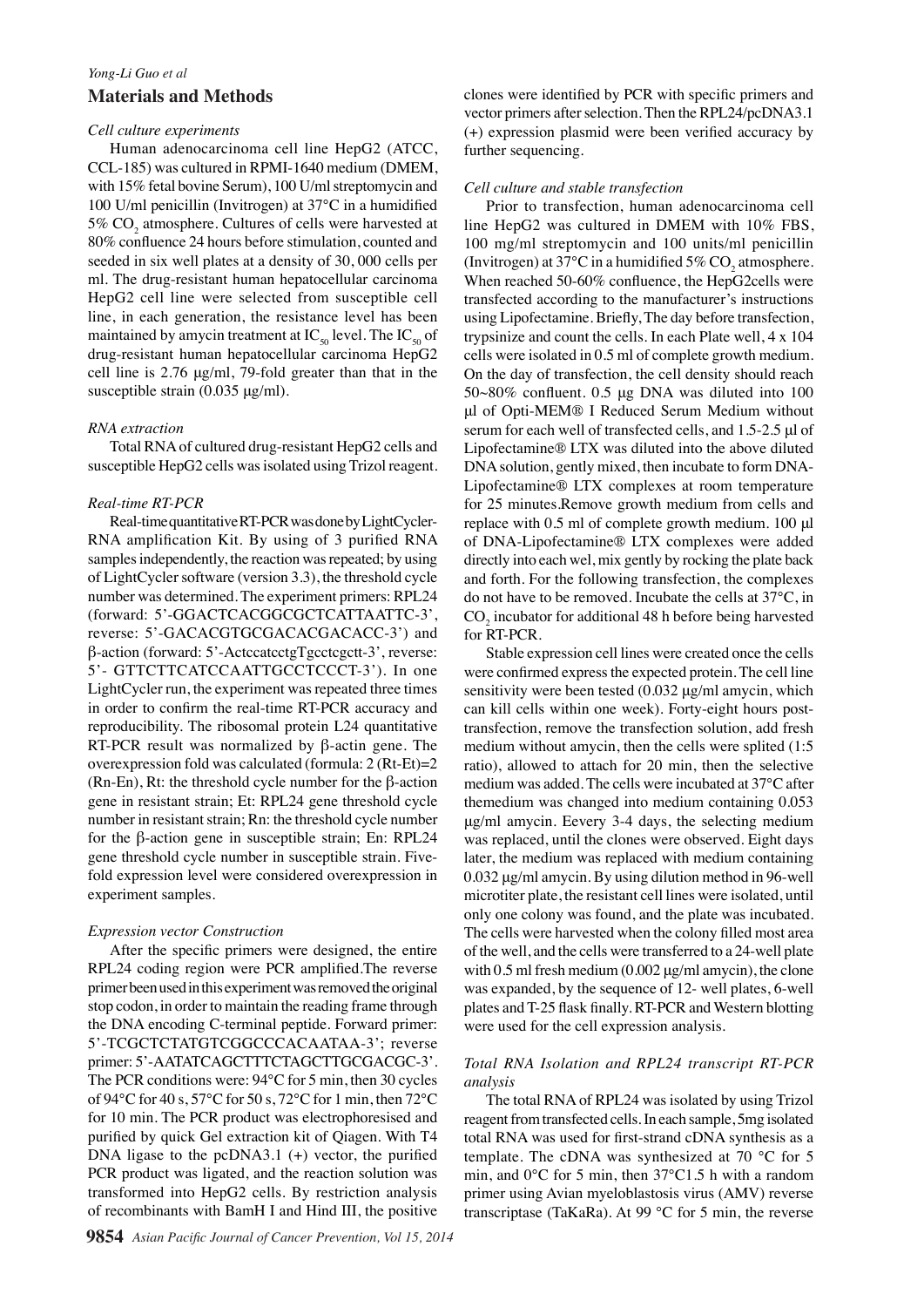## Materials and Methods

### *Cell culture experiments*

Human adenocarcinoma cell line HepG2 (ATCC, CCL-185) was cultured in RPMI-1640 medium (DMEM, with 15% fetal bovine Serum), 100 U/ml streptomycin and 100 U/ml penicillin (Invitrogen) at 37°C in a humidified 5% $CO_2$ atmosphere. Cultures of cells were harvested at 80% confluence 24 hours before stimulation, counted and seeded in six well plates at a density of 30, 000 cells per ml. The drug-resistant human hepatocellular carcinoma HepG2 cell line were selected from susceptible cell line, in each generation, the resistance level has been maintained by amycin treatment at $IC_{50}$ level. The $IC_{50}$ of drug-resistant human hepatocellular carcinoma HepG2 cell line is 2.76 μg/ml, 79-fold greater than that in the susceptible strain (0.035 μg/ml).

### *RNA extraction*

Total RNA of cultured drug-resistant HepG2 cells and susceptible HepG2 cells was isolated using Trizol reagent.

### *Real-time RT-PCR*

Real-time quantitative RT-PCR was done by LightCycler-RNA amplification Kit. By using of 3 purified RNA samples independently, the reaction was repeated; by using of LightCycler software (version 3.3), the threshold cycle number was determined. The experiment primers: RPL24 (forward: 5'-GGACTCACGGCGCTCATTAATTC-3', reverse: 5'-GACACGTGCGACACGACACC-3') and β-action (forward: 5'-ActccatcctgTgcctcgctt-3', reverse: 5'- GTTCTTCATCCAATTGCCTCCCT-3'). In one LightCycler run, the experiment was repeated three times in order to confirm the real-time RT-PCR accuracy and reproducibility. The ribosomal protein L24 quantitative RT-PCR result was normalized by β-actin gene. The overexpression fold was calculated (formula: 2 (Rt-Et)=2 (Rn-En), Rt: the threshold cycle number for the β-action gene in resistant strain; Et: RPL24 gene threshold cycle number in resistant strain; Rn: the threshold cycle number for the β-action gene in susceptible strain; En: RPL24 gene threshold cycle number in susceptible strain. Five-fold expression level were considered overexpression in experiment samples.

### *Expression vector Construction*

After the specific primers were designed, the entire RPL24 coding region were PCR amplified.The reverse primer been used in this experiment was removed the original stop codon, in order to maintain the reading frame through the DNA encoding C-terminal peptide. Forward primer: 5'-TCGCTCTATGTCGGCCCACAATAA-3'; reverse primer: 5'-AATATCAGCTTTCTAGCTTGCGACGC-3'. The PCR conditions were: 94°C for 5 min, then 30 cycles of 94°C for 40 s, 57°C for 50 s, 72°C for 1 min, then 72°C for 10 min. The PCR product was electrophoresised and purified by quick Gel extraction kit of Qiagen. With T4 DNA ligase to the pcDNA3.1 (+) vector, the purified PCR product was ligated, and the reaction solution was transformed into HepG2 cells. By restriction analysis of recombinants with BamH I and Hind III, the positive clones were identified by PCR with specific primers and vector primers after selection. Then the RPL24/pcDNA3.1 (+) expression plasmid were been verified accuracy by further sequencing.

### *Cell culture and stable transfection*

Prior to transfection, human adenocarcinoma cell line HepG2 was cultured in DMEM with 10% FBS, 100 mg/ml streptomycin and 100 units/ml penicillin (Invitrogen) at 37°C in a humidified 5% $CO_2$ atmosphere. When reached 50-60% confluence, the HepG2cells were transfected according to the manufacturer's instructions using Lipofectamine. Briefly, The day before transfection, trypsinize and count the cells. In each Plate well, 4 x 104 cells were isolated in 0.5 ml of complete growth medium. On the day of transfection, the cell density should reach 50~80% confluent. 0.5 μg DNA was diluted into 100 μl of Opti-MEM® I Reduced Serum Medium without serum for each well of transfected cells, and 1.5-2.5 μl of Lipofectamine® LTX was diluted into the above diluted DNA solution, gently mixed, then incubate to form DNA-Lipofectamine® LTX complexes at room temperature for 25 minutes.Remove growth medium from cells and replace with 0.5 ml of complete growth medium. 100 μl of DNA-Lipofectamine® LTX complexes were added directly into each wel, mix gently by rocking the plate back and forth. For the following transfection, the complexes do not have to be removed. Incubate the cells at 37°C, in $CO_2$ incubator for additional 48 h before being harvested for RT-PCR.

Stable expression cell lines were created once the cells were confirmed express the expected protein. The cell line sensitivity were been tested (0.032 μg/ml amycin, which can kill cells within one week). Forty-eight hours post-transfection, remove the transfection solution, add fresh medium without amycin, then the cells were splited (1:5 ratio), allowed to attach for 20 min, then the selective medium was added. The cells were incubated at 37°C after themedium was changed into medium containing 0.053 μg/ml amycin. Eevery 3-4 days, the selecting medium was replaced, until the clones were observed. Eight days later, the medium was replaced with medium containing 0.032 μg/ml amycin. By using dilution method in 96-well microtiter plate, the resistant cell lines were isolated, until only one colony was found, and the plate was incubated. The cells were harvested when the colony filled most area of the well, and the cells were transferred to a 24-well plate with 0.5 ml fresh medium (0.002 μg/ml amycin), the clone was expanded, by the sequence of 12- well plates, 6-well plates and T-25 flask finally. RT-PCR and Western blotting were used for the cell expression analysis.

### *Total RNA Isolation and RPL24 transcript RT-PCR analysis*

The total RNA of RPL24 was isolated by using Trizol reagent from transfected cells. In each sample, 5mg isolated total RNA was used for first-strand cDNA synthesis as a template. The cDNA was synthesized at 70 °C for 5 min, and 0°C for 5 min, then 37°C1.5 h with a random primer using Avian myeloblastosis virus (AMV) reverse transcriptase (TaKaRa). At 99 °C for 5 min, the reverse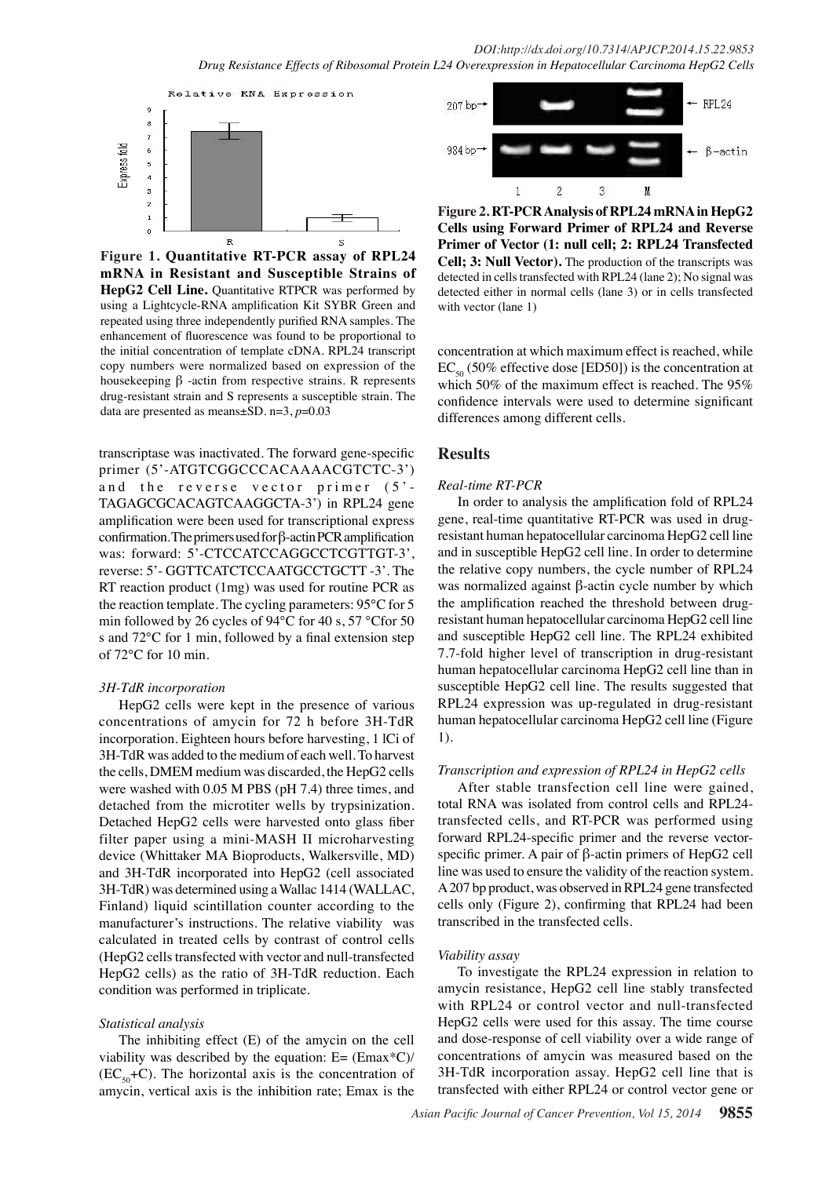**Figure 1. Quantitative RT-PCR assay of RPL24 mRNA in Resistant and Susceptible Strains of HepG2 Cell Line.** Quantitative RTPCR was performed by using a Lightcycle-RNA amplification Kit SYBR Green and repeated using three independently purified RNA samples. The enhancement of fluorescence was found to be proportional to the initial concentration of template cDNA. RPL24 transcript copy numbers were normalized based on expression of the housekeeping β -actin from respective strains. R represents drug-resistant strain and S represents a susceptible strain. The data are presented as means±SD. n=3, $p$=0.03

transcriptase was inactivated. The forward gene-specific primer (5'-ATGTCGGCCCACAAAACGTCTC-3') and the reverse vector primer (5'-TAGAGCGCACAGTCAAGGCTA-3') in RPL24 gene amplification were been used for transcriptional express confirmation. The primers used for β-actin PCR amplification was: forward: 5'-CTCCATCCAGGCCTCGTTGT-3', reverse: 5'- GGTTCATCTCCAATGCCTGCTT -3'. The RT reaction product (1mg) was used for routine PCR as the reaction template. The cycling parameters: 95°C for 5 min followed by 26 cycles of 94°C for 40 s, 57 °Cfor 50 s and 72°C for 1 min, followed by a final extension step of 72°C for 10 min.

*3H-TdR incorporation*

HepG2 cells were kept in the presence of various concentrations of amycin for 72 h before 3H-TdR incorporation. Eighteen hours before harvesting, 1 lCi of 3H-TdR was added to the medium of each well. To harvest the cells, DMEM medium was discarded, the HepG2 cells were washed with 0.05 M PBS (pH 7.4) three times, and detached from the microtiter wells by trypsinization. Detached HepG2 cells were harvested onto glass fiber filter paper using a mini-MASH II microharvesting device (Whittaker MA Bioproducts, Walkersville, MD) and 3H-TdR incorporated into HepG2 (cell associated 3H-TdR) was determined using a Wallac 1414 (WALLAC, Finland) liquid scintillation counter according to the manufacturer's instructions. The relative viability was calculated in treated cells by contrast of control cells (HepG2 cells transfected with vector and null-transfected HepG2 cells) as the ratio of 3H-TdR reduction. Each condition was performed in triplicate.

*Statistical analysis*

The inhibiting effect (E) of the amycin on the cell viability was described by the equation: $E= (E_{max}*C)/(EC_{50}+C)$. The horizontal axis is the concentration of amycin, vertical axis is the inhibition rate; Emax is the concentration at which maximum effect is reached, while $EC_{50}$ (50% effective dose [ED50]) is the concentration at which 50% of the maximum effect is reached. The 95% confidence intervals were used to determine significant differences among different cells.

**Figure 2. RT-PCR Analysis of RPL24 mRNA in HepG2 Cells using Forward Primer of RPL24 and Reverse Primer of Vector (1: null cell; 2: RPL24 Transfected Cell; 3: Null Vector).** The production of the transcripts was detected in cells transfected with RPL24 (lane 2); No signal was detected either in normal cells (lane 3) or in cells transfected with vector (lane 1)

## Results

*Real-time RT-PCR*

In order to analysis the amplification fold of RPL24 gene, real-time quantitative RT-PCR was used in drug-resistant human hepatocellular carcinoma HepG2 cell line and in susceptible HepG2 cell line. In order to determine the relative copy numbers, the cycle number of RPL24 was normalized against β-actin cycle number by which the amplification reached the threshold between drug-resistant human hepatocellular carcinoma HepG2 cell line and susceptible HepG2 cell line. The RPL24 exhibited 7.7-fold higher level of transcription in drug-resistant human hepatocellular carcinoma HepG2 cell line than in susceptible HepG2 cell line. The results suggested that RPL24 expression was up-regulated in drug-resistant human hepatocellular carcinoma HepG2 cell line (Figure 1).

*Transcription and expression of RPL24 in HepG2 cells*

After stable transfection cell line were gained, total RNA was isolated from control cells and RPL24-transfected cells, and RT-PCR was performed using forward RPL24-specific primer and the reverse vector-specific primer. A pair of β-actin primers of HepG2 cell line was used to ensure the validity of the reaction system. A 207 bp product, was observed in RPL24 gene transfected cells only (Figure 2), confirming that RPL24 had been transcribed in the transfected cells.

*Viability assay*

To investigate the RPL24 expression in relation to amycin resistance, HepG2 cell line stably transfected with RPL24 or control vector and null-transfected HepG2 cells were used for this assay. The time course and dose-response of cell viability over a wide range of concentrations of amycin was measured based on the 3H-TdR incorporation assay. HepG2 cell line that is transfected with either RPL24 or control vector gene or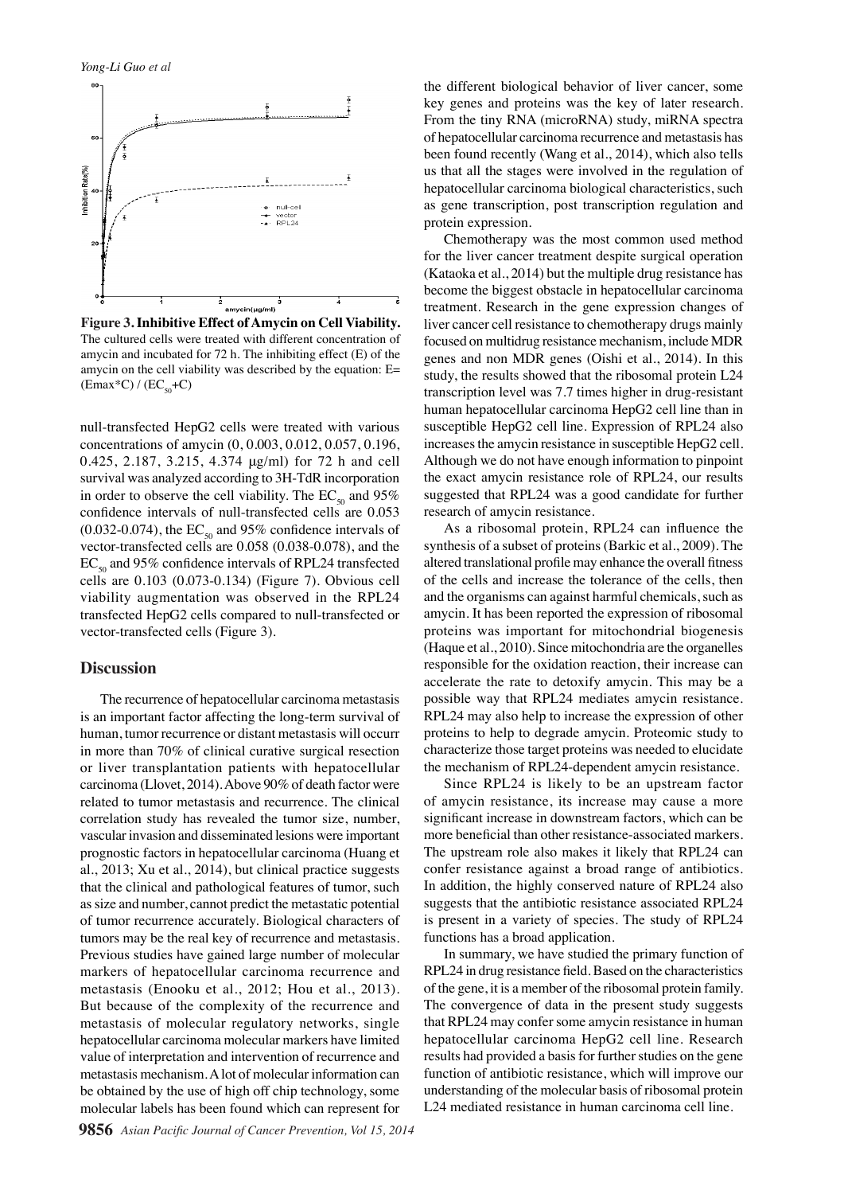**Figure 3. Inhibitive Effect of Amycin on Cell Viability.** The cultured cells were treated with different concentration of amycin and incubated for 72 h. The inhibiting effect (E) of the amycin on the cell viability was described by the equation: $E=(Emax*C)/(EC_{50}+C)$

null-transfected HepG2 cells were treated with various concentrations of amycin (0, 0.003, 0.012, 0.057, 0.196, 0.425, 2.187, 3.215, 4.374 μg/ml) for 72 h and cell survival was analyzed according to 3H-TdR incorporation in order to observe the cell viability. The $EC_{50}$ and 95% confidence intervals of null-transfected cells are 0.053 (0.032-0.074), the $EC_{50}$ and 95% confidence intervals of vector-transfected cells are 0.058 (0.038-0.078), and the $EC_{50}$ and 95% confidence intervals of RPL24 transfected cells are 0.103 (0.073-0.134) (Figure 7). Obvious cell viability augmentation was observed in the RPL24 transfected HepG2 cells compared to null-transfected or vector-transfected cells (Figure 3).

## Discussion

The recurrence of hepatocellular carcinoma metastasis is an important factor affecting the long-term survival of human, tumor recurrence or distant metastasis will occurr in more than 70% of clinical curative surgical resection or liver transplantation patients with hepatocellular carcinoma (Llovet, 2014). Above 90% of death factor were related to tumor metastasis and recurrence. The clinical correlation study has revealed the tumor size, number, vascular invasion and disseminated lesions were important prognostic factors in hepatocellular carcinoma (Huang et al., 2013; Xu et al., 2014), but clinical practice suggests that the clinical and pathological features of tumor, such as size and number, cannot predict the metastatic potential of tumor recurrence accurately. Biological characters of tumors may be the real key of recurrence and metastasis. Previous studies have gained large number of molecular markers of hepatocellular carcinoma recurrence and metastasis (Enooku et al., 2012; Hou et al., 2013). But because of the complexity of the recurrence and metastasis of molecular regulatory networks, single hepatocellular carcinoma molecular markers have limited value of interpretation and intervention of recurrence and metastasis mechanism. A lot of molecular information can be obtained by the use of high off chip technology, some molecular labels has been found which can represent for the different biological behavior of liver cancer, some key genes and proteins was the key of later research. From the tiny RNA (microRNA) study, miRNA spectra of hepatocellular carcinoma recurrence and metastasis has been found recently (Wang et al., 2014), which also tells us that all the stages were involved in the regulation of hepatocellular carcinoma biological characteristics, such as gene transcription, post transcription regulation and protein expression.

Chemotherapy was the most common used method for the liver cancer treatment despite surgical operation (Kataoka et al., 2014) but the multiple drug resistance has become the biggest obstacle in hepatocellular carcinoma treatment. Research in the gene expression changes of liver cancer cell resistance to chemotherapy drugs mainly focused on multidrug resistance mechanism, include MDR genes and non MDR genes (Oishi et al., 2014). In this study, the results showed that the ribosomal protein L24 transcription level was 7.7 times higher in drug-resistant human hepatocellular carcinoma HepG2 cell line than in susceptible HepG2 cell line. Expression of RPL24 also increases the amycin resistance in susceptible HepG2 cell. Although we do not have enough information to pinpoint the exact amycin resistance role of RPL24, our results suggested that RPL24 was a good candidate for further research of amycin resistance.

As a ribosomal protein, RPL24 can influence the synthesis of a subset of proteins (Barkic et al., 2009). The altered translational profile may enhance the overall fitness of the cells and increase the tolerance of the cells, then and the organisms can against harmful chemicals, such as amycin. It has been reported the expression of ribosomal proteins was important for mitochondrial biogenesis (Haque et al., 2010). Since mitochondria are the organelles responsible for the oxidation reaction, their increase can accelerate the rate to detoxify amycin. This may be a possible way that RPL24 mediates amycin resistance. RPL24 may also help to increase the expression of other proteins to help to degrade amycin. Proteomic study to characterize those target proteins was needed to elucidate the mechanism of RPL24-dependent amycin resistance.

Since RPL24 is likely to be an upstream factor of amycin resistance, its increase may cause a more significant increase in downstream factors, which can be more beneficial than other resistance-associated markers. The upstream role also makes it likely that RPL24 can confer resistance against a broad range of antibiotics. In addition, the highly conserved nature of RPL24 also suggests that the antibiotic resistance associated RPL24 is present in a variety of species. The study of RPL24 functions has a broad application.

In summary, we have studied the primary function of RPL24 in drug resistance field. Based on the characteristics of the gene, it is a member of the ribosomal protein family. The convergence of data in the present study suggests that RPL24 may confer some amycin resistance in human hepatocellular carcinoma HepG2 cell line. Research results had provided a basis for further studies on the gene function of antibiotic resistance, which will improve our understanding of the molecular basis of ribosomal protein L24 mediated resistance in human carcinoma cell line.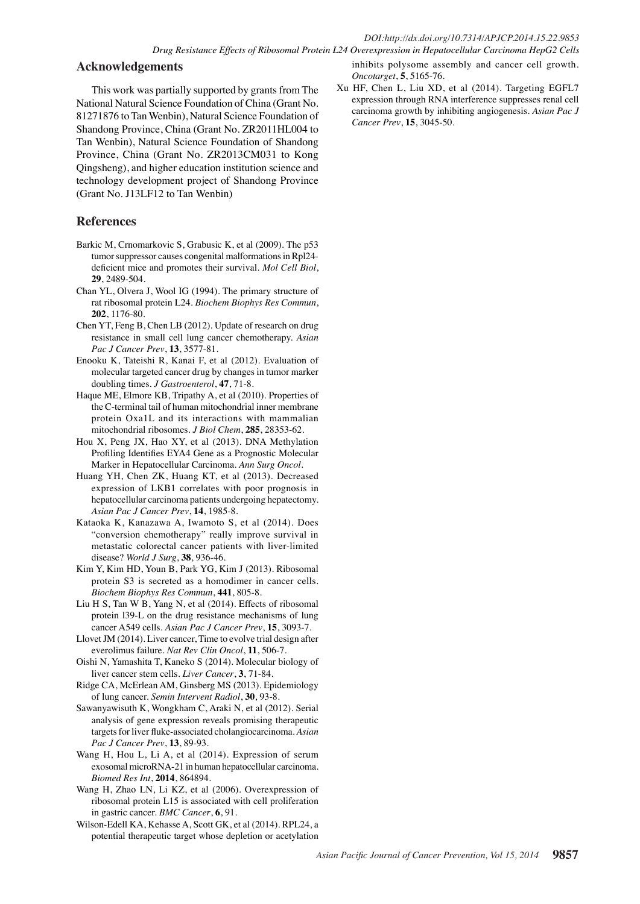## Acknowledgements

This work was partially supported by grants from The National Natural Science Foundation of China (Grant No. 81271876 to Tan Wenbin), Natural Science Foundation of Shandong Province, China (Grant No. ZR2011HL004 to Tan Wenbin), Natural Science Foundation of Shandong Province, China (Grant No. ZR2013CM031 to Kong Qingsheng), and higher education institution science and technology development project of Shandong Province (Grant No. J13LF12 to Tan Wenbin)

## References

Barkic M, Crnomarkovic S, Grabusic K, et al (2009). The p53 tumor suppressor causes congenital malformations in Rpl24-deficient mice and promotes their survival. *Mol Cell Biol*, **29**, 2489-504.

Chan YL, Olvera J, Wool IG (1994). The primary structure of rat ribosomal protein L24. *Biochem Biophys Res Commun*, **202**, 1176-80.

Chen YT, Feng B, Chen LB (2012). Update of research on drug resistance in small cell lung cancer chemotherapy. *Asian Pac J Cancer Prev*, **13**, 3577-81.

Enooku K, Tateishi R, Kanai F, et al (2012). Evaluation of molecular targeted cancer drug by changes in tumor marker doubling times. *J Gastroenterol*, **47**, 71-8.

Haque ME, Elmore KB, Tripathy A, et al (2010). Properties of the C-terminal tail of human mitochondrial inner membrane protein Oxa1L and its interactions with mammalian mitochondrial ribosomes. *J Biol Chem*, **285**, 28353-62.

Hou X, Peng JX, Hao XY, et al (2013). DNA Methylation Profiling Identifies EYA4 Gene as a Prognostic Molecular Marker in Hepatocellular Carcinoma. *Ann Surg Oncol*.

Huang YH, Chen ZK, Huang KT, et al (2013). Decreased expression of LKB1 correlates with poor prognosis in hepatocellular carcinoma patients undergoing hepatectomy. *Asian Pac J Cancer Prev*, **14**, 1985-8.

Kataoka K, Kanazawa A, Iwamoto S, et al (2014). Does "conversion chemotherapy" really improve survival in metastatic colorectal cancer patients with liver-limited disease? *World J Surg*, **38**, 936-46.

Kim Y, Kim HD, Youn B, Park YG, Kim J (2013). Ribosomal protein S3 is secreted as a homodimer in cancer cells. *Biochem Biophys Res Commun*, **441**, 805-8.

Liu H S, Tan W B, Yang N, et al (2014). Effects of ribosomal protein l39-L on the drug resistance mechanisms of lung cancer A549 cells. *Asian Pac J Cancer Prev*, **15**, 3093-7.

Llovet JM (2014). Liver cancer, Time to evolve trial design after everolimus failure. *Nat Rev Clin Oncol*, **11**, 506-7.

Oishi N, Yamashita T, Kaneko S (2014). Molecular biology of liver cancer stem cells. *Liver Cancer*, **3**, 71-84.

Ridge CA, McErlean AM, Ginsberg MS (2013). Epidemiology of lung cancer. *Semin Intervent Radiol*, **30**, 93-8.

Sawanyawisuth K, Wongkham C, Araki N, et al (2012). Serial analysis of gene expression reveals promising therapeutic targets for liver fluke-associated cholangiocarcinoma. *Asian Pac J Cancer Prev*, **13**, 89-93.

Wang H, Hou L, Li A, et al (2014). Expression of serum exosomal microRNA-21 in human hepatocellular carcinoma. *Biomed Res Int*, **2014**, 864894.

Wang H, Zhao LN, Li KZ, et al (2006). Overexpression of ribosomal protein L15 is associated with cell proliferation in gastric cancer. *BMC Cancer*, **6**, 91.

Wilson-Edell KA, Kehasse A, Scott GK, et al (2014). RPL24, a potential therapeutic target whose depletion or acetylation inhibits polysome assembly and cancer cell growth. *Oncotarget*, **5**, 5165-76.

Xu HF, Chen L, Liu XD, et al (2014). Targeting EGFL7 expression through RNA interference suppresses renal cell carcinoma growth by inhibiting angiogenesis. *Asian Pac J Cancer Prev*, **15**, 3045-50.